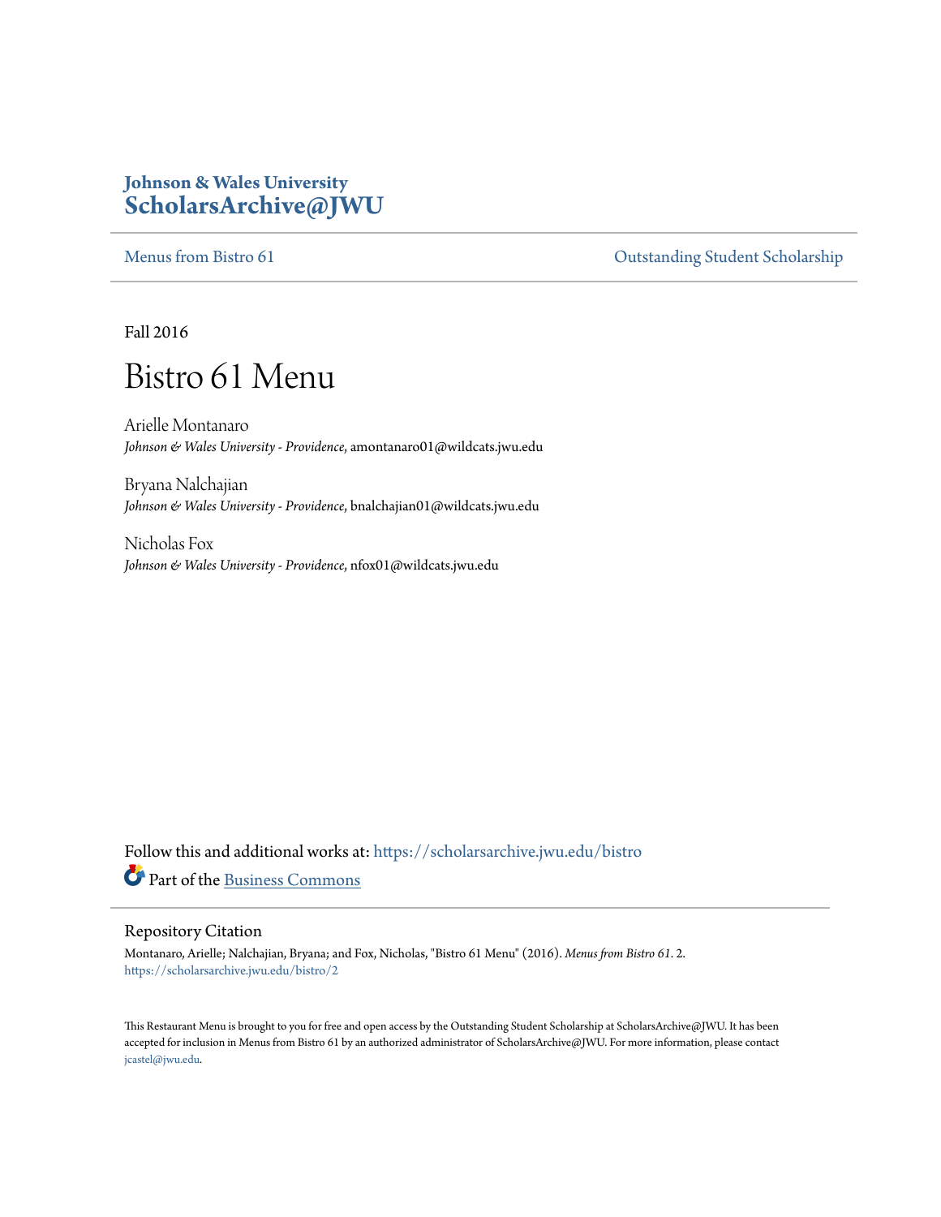Johnson & Wales University
**ScholarsArchive@JWU**

Menus from Bistro 61 | Outstanding Student Scholarship

Fall 2016

# Bistro 61 Menu

Arielle Montanaro
*Johnson & Wales University - Providence*, amontanaro01@wildcats.jwu.edu

Bryana Nalchajian
*Johnson & Wales University - Providence*, bnalchajian01@wildcats.jwu.edu

Nicholas Fox
*Johnson & Wales University - Providence*, nfox01@wildcats.jwu.edu

Follow this and additional works at: https://scholarsarchive.jwu.edu/bistro

Part of the Business Commons

## Repository Citation

Montanaro, Arielle; Nalchajian, Bryana; and Fox, Nicholas, "Bistro 61 Menu" (2016). *Menus from Bistro 61*. 2.
https://scholarsarchive.jwu.edu/bistro/2

This Restaurant Menu is brought to you for free and open access by the Outstanding Student Scholarship at ScholarsArchive@JWU. It has been accepted for inclusion in Menus from Bistro 61 by an authorized administrator of ScholarsArchive@JWU. For more information, please contact jcastel@jwu.edu.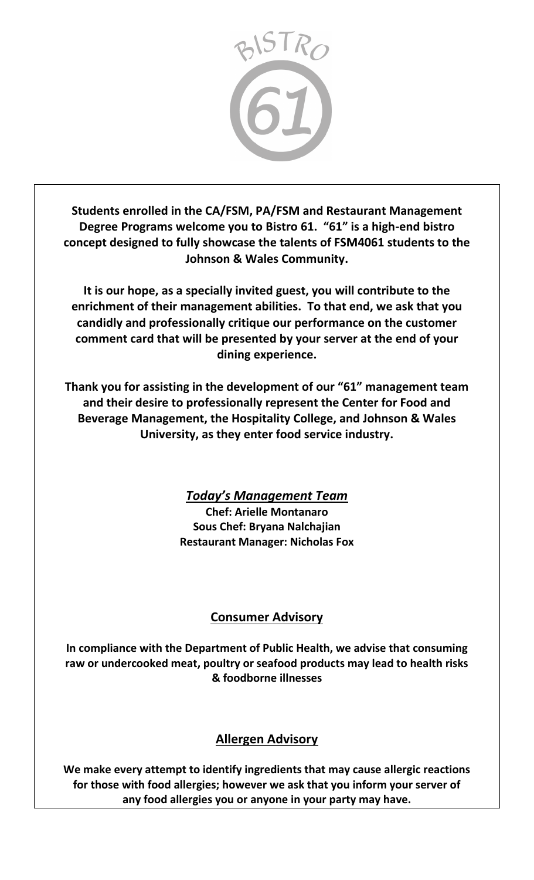BISTRO 61

**Students enrolled in the CA/FSM, PA/FSM and Restaurant Management Degree Programs welcome you to Bistro 61. "61" is a high-end bistro concept designed to fully showcase the talents of FSM4061 students to the Johnson & Wales Community.**

**It is our hope, as a specially invited guest, you will contribute to the enrichment of their management abilities. To that end, we ask that you candidly and professionally critique our performance on the customer comment card that will be presented by your server at the end of your dining experience.**

**Thank you for assisting in the development of our "61" management team and their desire to professionally represent the Center for Food and Beverage Management, the Hospitality College, and Johnson & Wales University, as they enter food service industry.**

## ***Today's Management Team***

**Chef: Arielle Montanaro**
**Sous Chef: Bryana Nalchajian**
**Restaurant Manager: Nicholas Fox**

## **Consumer Advisory**

**In compliance with the Department of Public Health, we advise that consuming raw or undercooked meat, poultry or seafood products may lead to health risks & foodborne illnesses**

## **Allergen Advisory**

**We make every attempt to identify ingredients that may cause allergic reactions for those with food allergies; however we ask that you inform your server of any food allergies you or anyone in your party may have.**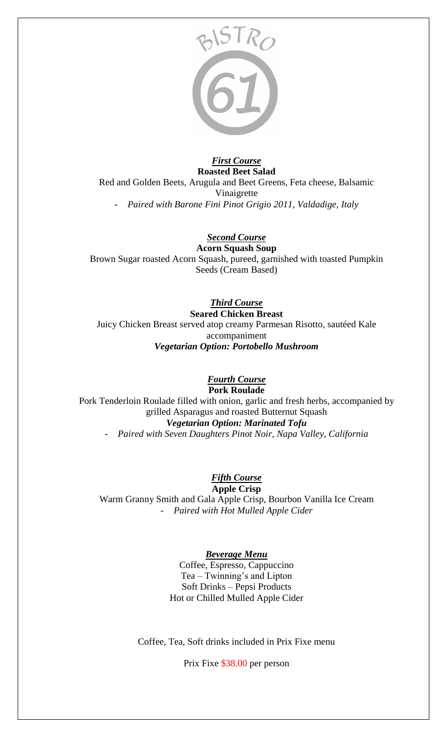# BISTRO 61

***First Course***

**Roasted Beet Salad**

Red and Golden Beets, Arugula and Beet Greens, Feta cheese, Balsamic Vinaigrette

- *Paired with Barone Fini Pinot Grigio 2011, Valdadige, Italy*

***Second Course***

**Acorn Squash Soup**

Brown Sugar roasted Acorn Squash, pureed, garnished with toasted Pumpkin Seeds (Cream Based)

***Third Course***

**Seared Chicken Breast**

Juicy Chicken Breast served atop creamy Parmesan Risotto, sautéed Kale accompaniment

***Vegetarian Option: Portobello Mushroom***

***Fourth Course***

**Pork Roulade**

Pork Tenderloin Roulade filled with onion, garlic and fresh herbs, accompanied by grilled Asparagus and roasted Butternut Squash

***Vegetarian Option: Marinated Tofu***

- *Paired with Seven Daughters Pinot Noir, Napa Valley, California*

***Fifth Course***

**Apple Crisp**

Warm Granny Smith and Gala Apple Crisp, Bourbon Vanilla Ice Cream

- *Paired with Hot Mulled Apple Cider*

***Beverage Menu***

Coffee, Espresso, Cappuccino
Tea – Twinning's and Lipton
Soft Drinks – Pepsi Products
Hot or Chilled Mulled Apple Cider

Coffee, Tea, Soft drinks included in Prix Fixe menu

Prix Fixe $38.00 per person